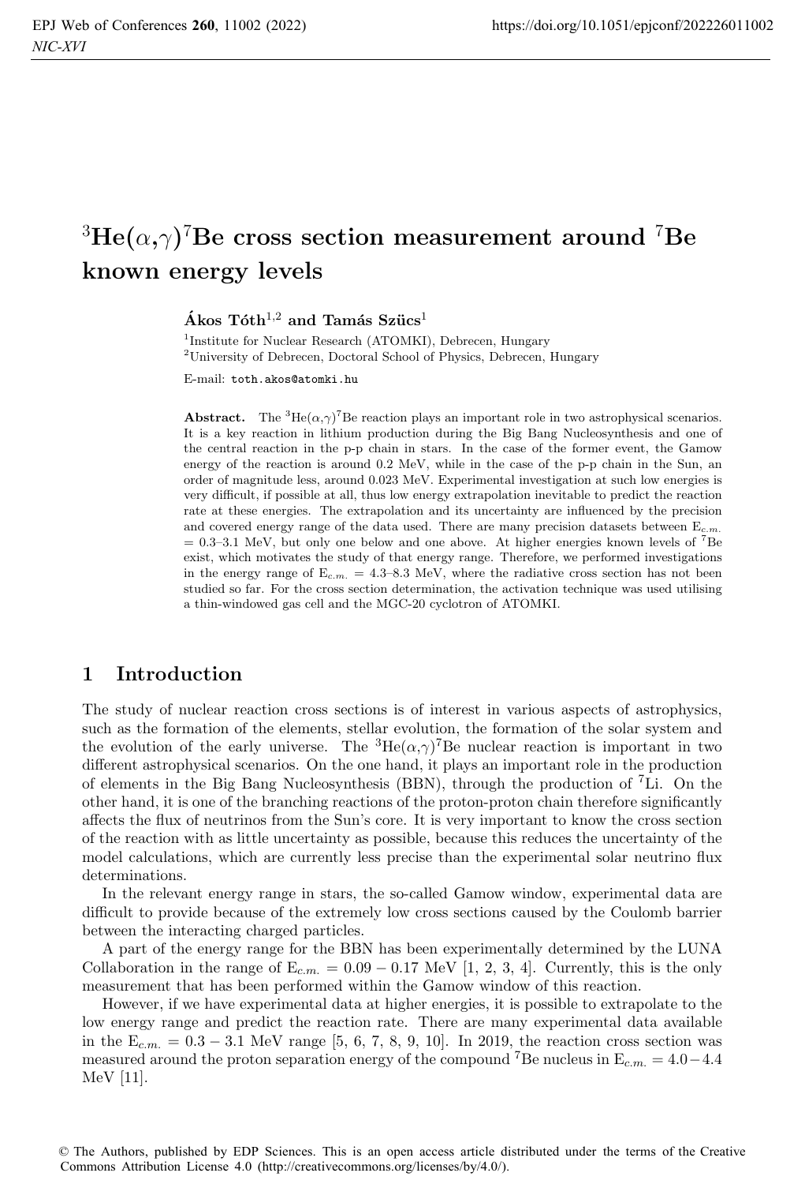# $^{3}He(\alpha,\gamma)^{7}Be$ cross section measurement around $^{7}Be$ known energy levels

**Ákos Tóth**[1,2] **and Tamás Szücs**[1]

[1]Institute for Nuclear Research (ATOMKI), Debrecen, Hungary
[2]University of Debrecen, Doctoral School of Physics, Debrecen, Hungary

E-mail: `toth.akos@atomki.hu`

**Abstract.** The $^{3}He(\alpha,\gamma)^{7}Be$ reaction plays an important role in two astrophysical scenarios. It is a key reaction in lithium production during the Big Bang Nucleosynthesis and one of the central reaction in the p-p chain in stars. In the case of the former event, the Gamow energy of the reaction is around 0.2 MeV, while in the case of the p-p chain in the Sun, an order of magnitude less, around 0.023 MeV. Experimental investigation at such low energies is very difficult, if possible at all, thus low energy extrapolation inevitable to predict the reaction rate at these energies. The extrapolation and its uncertainty are influenced by the precision and covered energy range of the data used. There are many precision datasets between $E_{c.m.}$ = 0.3–3.1 MeV, but only one below and one above. At higher energies known levels of $^{7}Be$ exist, which motivates the study of that energy range. Therefore, we performed investigations in the energy range of $E_{c.m.}$ = 4.3–8.3 MeV, where the radiative cross section has not been studied so far. For the cross section determination, the activation technique was used utilising a thin-windowed gas cell and the MGC-20 cyclotron of ATOMKI.

## 1 Introduction

The study of nuclear reaction cross sections is of interest in various aspects of astrophysics, such as the formation of the elements, stellar evolution, the formation of the solar system and the evolution of the early universe. The $^{3}He(\alpha,\gamma)^{7}Be$ nuclear reaction is important in two different astrophysical scenarios. On the one hand, it plays an important role in the production of elements in the Big Bang Nucleosynthesis (BBN), through the production of $^{7}Li$. On the other hand, it is one of the branching reactions of the proton-proton chain therefore significantly affects the flux of neutrinos from the Sun's core. It is very important to know the cross section of the reaction with as little uncertainty as possible, because this reduces the uncertainty of the model calculations, which are currently less precise than the experimental solar neutrino flux determinations.

In the relevant energy range in stars, the so-called Gamow window, experimental data are difficult to provide because of the extremely low cross sections caused by the Coulomb barrier between the interacting charged particles.

A part of the energy range for the BBN has been experimentally determined by the LUNA Collaboration in the range of $E_{c.m.} = 0.09 - 0.17$ MeV [1, 2, 3, 4]. Currently, this is the only measurement that has been performed within the Gamow window of this reaction.

However, if we have experimental data at higher energies, it is possible to extrapolate to the low energy range and predict the reaction rate. There are many experimental data available in the $E_{c.m.} = 0.3 - 3.1$ MeV range [5, 6, 7, 8, 9, 10]. In 2019, the reaction cross section was measured around the proton separation energy of the compound $^{7}Be$ nucleus in $E_{c.m.} = 4.0 - 4.4$ MeV [11].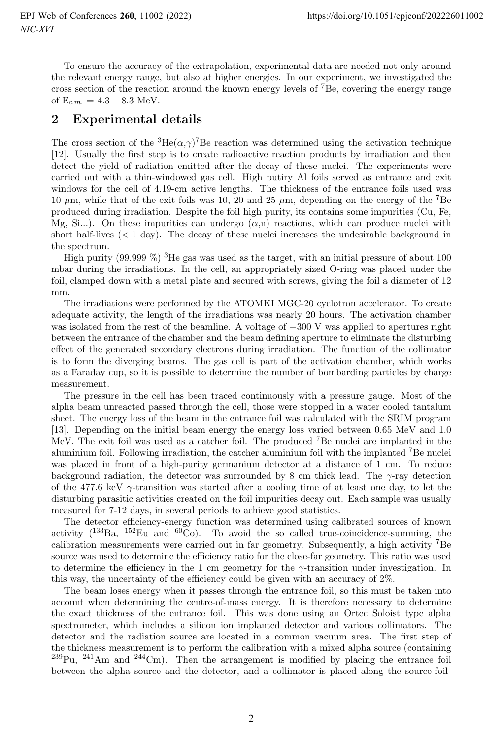To ensure the accuracy of the extrapolation, experimental data are needed not only around the relevant energy range, but also at higher energies. In our experiment, we investigated the cross section of the reaction around the known energy levels of $^7$Be, covering the energy range of $E_{c.m.} = 4.3 - 8.3$ MeV.

## 2 Experimental details

The cross section of the $^3$He($\alpha$,$\gamma$)$^7$Be reaction was determined using the activation technique [12]. Usually the first step is to create radioactive reaction products by irradiation and then detect the yield of radiation emitted after the decay of these nuclei. The experiments were carried out with a thin-windowed gas cell. High putiry Al foils served as entrance and exit windows for the cell of 4.19-cm active lengths. The thickness of the entrance foils used was 10 $\mu$m, while that of the exit foils was 10, 20 and 25 $\mu$m, depending on the energy of the $^7$Be produced during irradiation. Despite the foil high purity, its contains some impurities (Cu, Fe, Mg, Si...). On these impurities can undergo ($\alpha$,n) reactions, which can produce nuclei with short half-lives (< 1 day). The decay of these nuclei increases the undesirable background in the spectrum.

High purity (99.999 %) $^3$He gas was used as the target, with an initial pressure of about 100 mbar during the irradiations. In the cell, an appropriately sized O-ring was placed under the foil, clamped down with a metal plate and secured with screws, giving the foil a diameter of 12 mm.

The irradiations were performed by the ATOMKI MGC-20 cyclotron accelerator. To create adequate activity, the length of the irradiations was nearly 20 hours. The activation chamber was isolated from the rest of the beamline. A voltage of $-300$ V was applied to apertures right between the entrance of the chamber and the beam defining aperture to eliminate the disturbing effect of the generated secondary electrons during irradiation. The function of the collimator is to form the diverging beams. The gas cell is part of the activation chamber, which works as a Faraday cup, so it is possible to determine the number of bombarding particles by charge measurement.

The pressure in the cell has been traced continuously with a pressure gauge. Most of the alpha beam unreacted passed through the cell, those were stopped in a water cooled tantalum sheet. The energy loss of the beam in the entrance foil was calculated with the SRIM program [13]. Depending on the initial beam energy the energy loss varied between 0.65 MeV and 1.0 MeV. The exit foil was used as a catcher foil. The produced $^7$Be nuclei are implanted in the aluminium foil. Following irradiation, the catcher aluminium foil with the implanted $^7$Be nuclei was placed in front of a high-purity germanium detector at a distance of 1 cm. To reduce background radiation, the detector was surrounded by 8 cm thick lead. The $\gamma$-ray detection of the 477.6 keV $\gamma$-transition was started after a cooling time of at least one day, to let the disturbing parasitic activities created on the foil impurities decay out. Each sample was usually measured for 7-12 days, in several periods to achieve good statistics.

The detector efficiency-energy function was determined using calibrated sources of known activity ($^{133}$Ba, $^{152}$Eu and $^{60}$Co). To avoid the so called true-coincidence-summing, the calibration measurements were carried out in far geometry. Subsequently, a high activity $^7$Be source was used to determine the efficiency ratio for the close-far geometry. This ratio was used to determine the efficiency in the 1 cm geometry for the $\gamma$-transition under investigation. In this way, the uncertainty of the efficiency could be given with an accuracy of 2%.

The beam loses energy when it passes through the entrance foil, so this must be taken into account when determining the centre-of-mass energy. It is therefore necessary to determine the exact thickness of the entrance foil. This was done using an Ortec Soloist type alpha spectrometer, which includes a silicon ion implanted detector and various collimators. The detector and the radiation source are located in a common vacuum area. The first step of the thickness measurement is to perform the calibration with a mixed alpha source (containing $^{239}$Pu, $^{241}$Am and $^{244}$Cm). Then the arrangement is modified by placing the entrance foil between the alpha source and the detector, and a collimator is placed along the source-foil-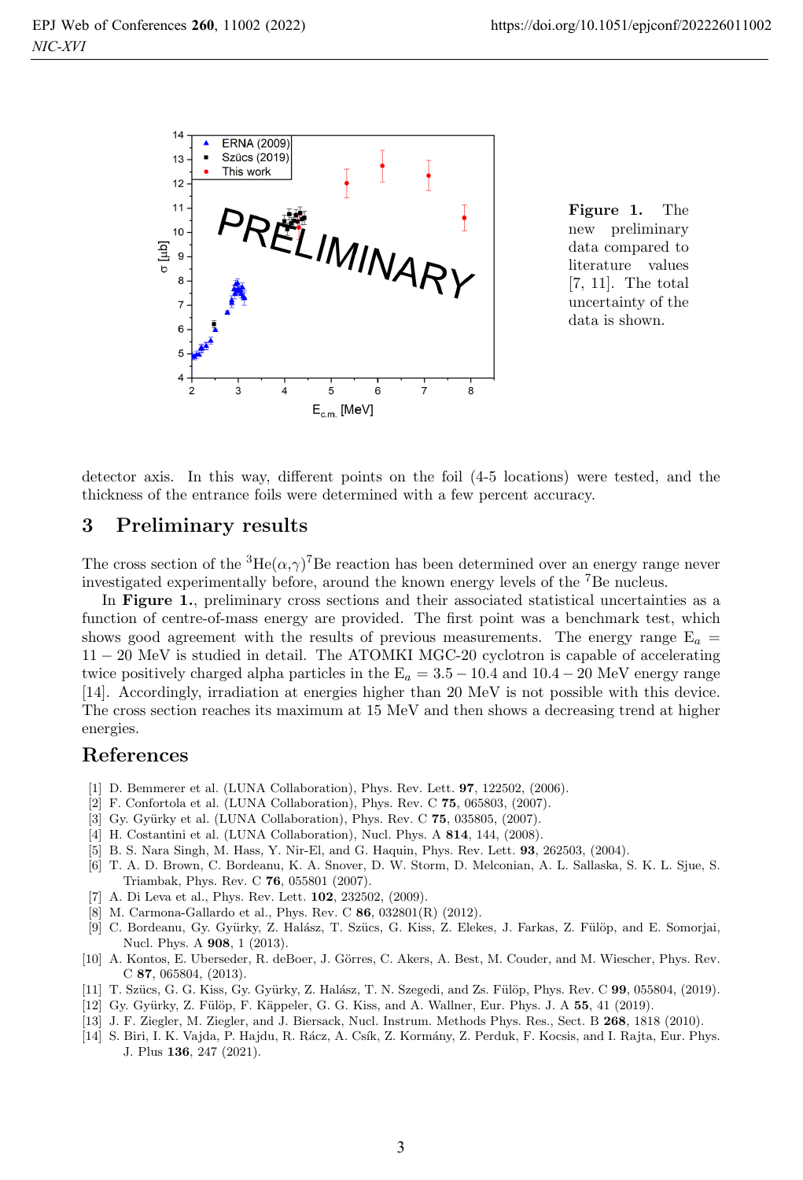ERNA (2009)
Szücs (2019)
This work
PRELIMINARY
σ [μb]
$E_{c.m.}$ [MeV]
14
13
12
11
10
9
8
7
6
5
4
2
3
4
5
6
7
8

**Figure 1.** The new preliminary data compared to literature values [7, 11]. The total uncertainty of the data is shown.

detector axis. In this way, different points on the foil (4-5 locations) were tested, and the thickness of the entrance foils were determined with a few percent accuracy.

## 3 Preliminary results

The cross section of the $^{3}He(\alpha,\gamma)^{7}Be$ reaction has been determined over an energy range never investigated experimentally before, around the known energy levels of the $^{7}Be$ nucleus.

In **Figure 1.**, preliminary cross sections and their associated statistical uncertainties as a function of centre-of-mass energy are provided. The first point was a benchmark test, which shows good agreement with the results of previous measurements. The energy range $E_a = 11 - 20$ MeV is studied in detail. The ATOMKI MGC-20 cyclotron is capable of accelerating twice positively charged alpha particles in the $E_a = 3.5 - 10.4$ and $10.4 - 20$ MeV energy range [14]. Accordingly, irradiation at energies higher than 20 MeV is not possible with this device. The cross section reaches its maximum at 15 MeV and then shows a decreasing trend at higher energies.

## References

[1] D. Bemmerer et al. (LUNA Collaboration), Phys. Rev. Lett. **97**, 122502, (2006).
[2] F. Confortola et al. (LUNA Collaboration), Phys. Rev. C **75**, 065803, (2007).
[3] Gy. Gyürky et al. (LUNA Collaboration), Phys. Rev. C **75**, 035805, (2007).
[4] H. Costantini et al. (LUNA Collaboration), Nucl. Phys. A **814**, 144, (2008).
[5] B. S. Nara Singh, M. Hass, Y. Nir-El, and G. Haquin, Phys. Rev. Lett. **93**, 262503, (2004).
[6] T. A. D. Brown, C. Bordeanu, K. A. Snover, D. W. Storm, D. Melconian, A. L. Sallaska, S. K. L. Sjue, S. Triambak, Phys. Rev. C **76**, 055801 (2007).
[7] A. Di Leva et al., Phys. Rev. Lett. **102**, 232502, (2009).
[8] M. Carmona-Gallardo et al., Phys. Rev. C **86**, 032801(R) (2012).
[9] C. Bordeanu, Gy. Gyürky, Z. Halász, T. Szücs, G. Kiss, Z. Elekes, J. Farkas, Z. Fülöp, and E. Somorjai, Nucl. Phys. A **908**, 1 (2013).
[10] A. Kontos, E. Uberseder, R. deBoer, J. Görres, C. Akers, A. Best, M. Couder, and M. Wiescher, Phys. Rev. C **87**, 065804, (2013).
[11] T. Szücs, G. G. Kiss, Gy. Gyürky, Z. Halász, T. N. Szegedi, and Zs. Fülöp, Phys. Rev. C **99**, 055804, (2019).
[12] Gy. Gyürky, Z. Fülöp, F. Käppeler, G. G. Kiss, and A. Wallner, Eur. Phys. J. A **55**, 41 (2019).
[13] J. F. Ziegler, M. Ziegler, and J. Biersack, Nucl. Instrum. Methods Phys. Res., Sect. B **268**, 1818 (2010).
[14] S. Biri, I. K. Vajda, P. Hajdu, R. Rácz, A. Csík, Z. Kormány, Z. Perduk, F. Kocsis, and I. Rajta, Eur. Phys. J. Plus **136**, 247 (2021).